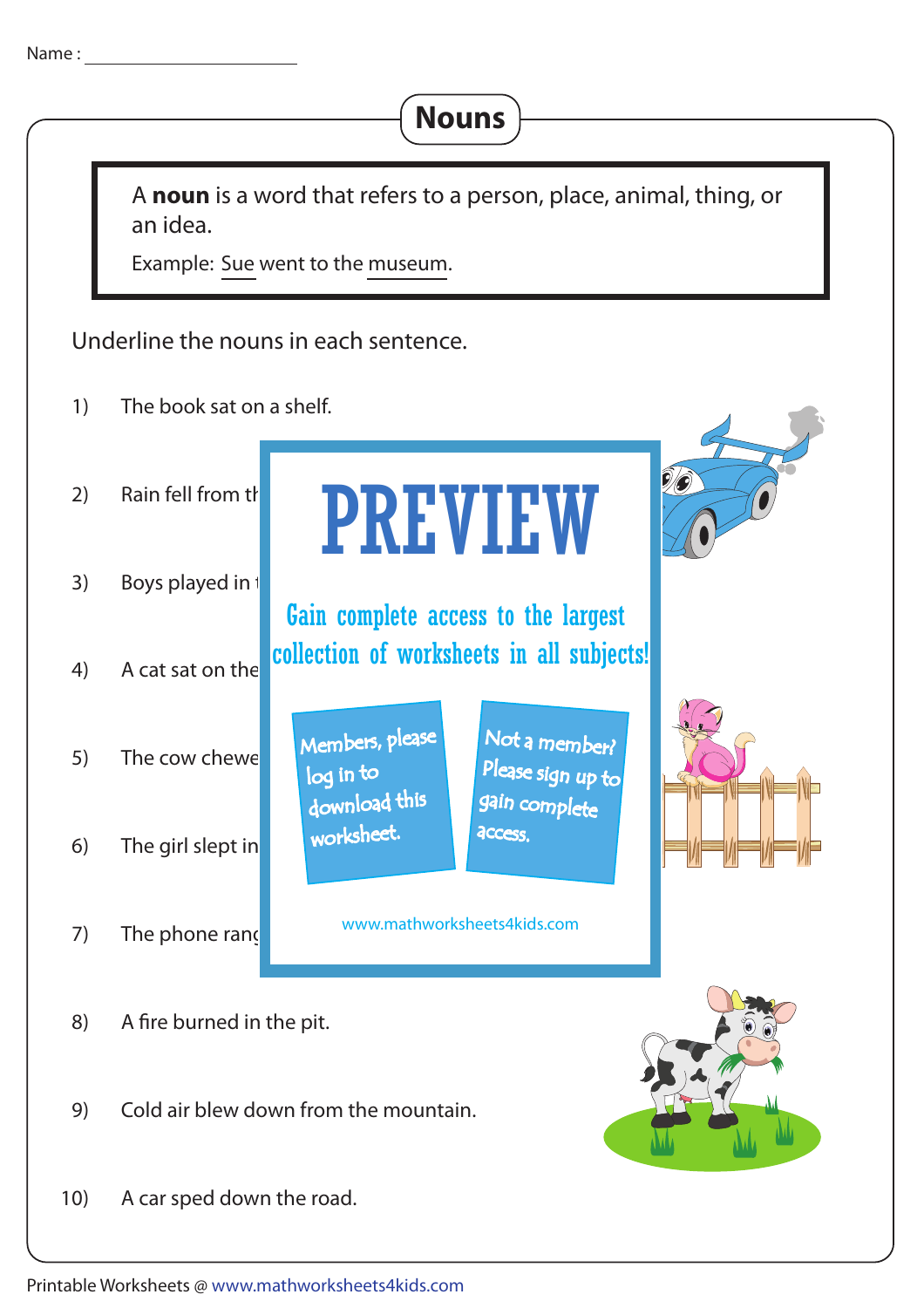Name : ____________________

# Nouns

A **noun** is a word that refers to a person, place, animal, thing, or an idea.

Example: Sue went to the museum.

Underline the nouns in each sentence.

1) The book sat on a shelf.

2) Rain fell from th

3) Boys played in t

4) A cat sat on the

5) The cow chewe

6) The girl slept in

7) The phone rang

8) A fire burned in the pit.

9) Cold air blew down from the mountain.

10) A car sped down the road.

PREVIEW

Gain complete access to the largest collection of worksheets in all subjects!

Members, please log in to download this worksheet.

Not a member? Please sign up to gain complete access.

www.mathworksheets4kids.com

Printable Worksheets @ www.mathworksheets4kids.com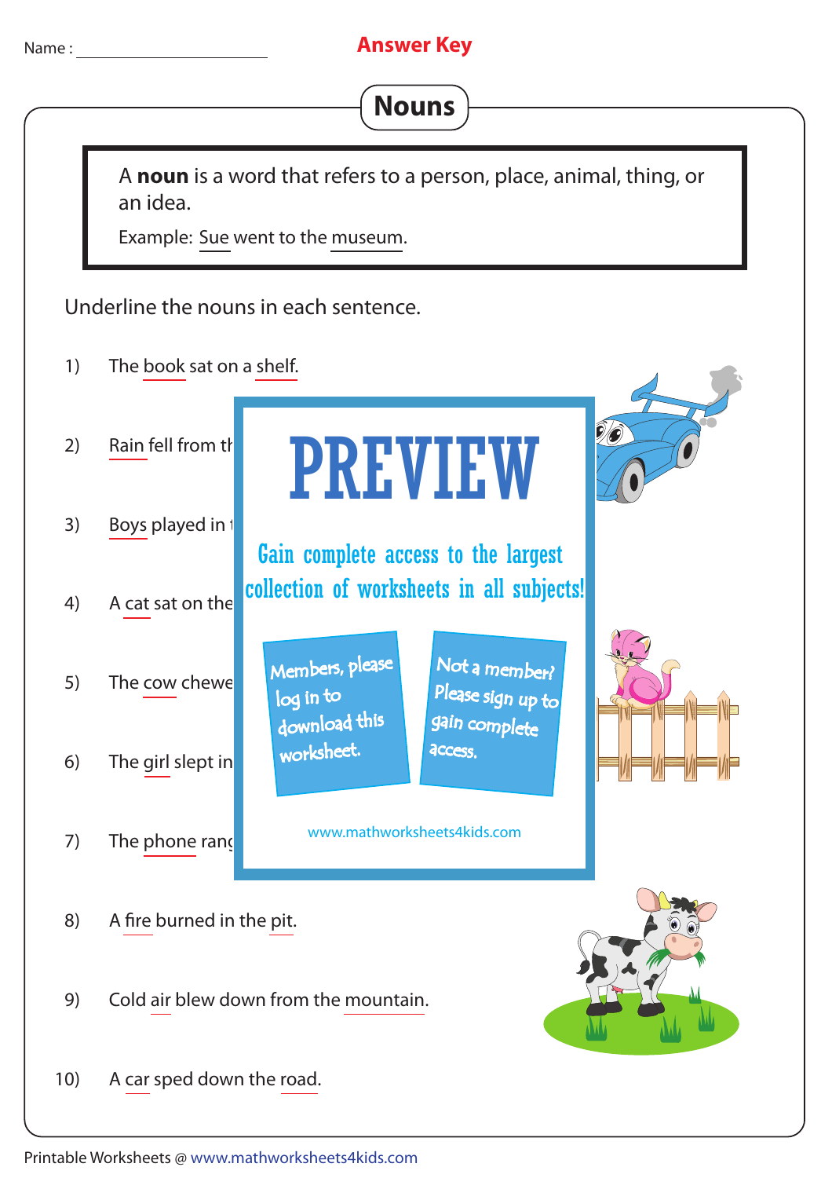Name : ____________________

**Answer Key**

# Nouns

A **noun** is a word that refers to a person, place, animal, thing, or an idea.

Example: Sue went to the museum.

Underline the nouns in each sentence.

1) The book sat on a shelf.

2) Rain fell from th

3) Boys played in t

4) A cat sat on the

5) The cow chewe

6) The girl slept in

7) The phone rang

8) A fire burned in the pit.

9) Cold air blew down from the mountain.

10) A car sped down the road.

PREVIEW

Gain complete access to the largest collection of worksheets in all subjects!

Members, please log in to download this worksheet.

Not a member? Please sign up to gain complete access.

www.mathworksheets4kids.com

Printable Worksheets @ www.mathworksheets4kids.com